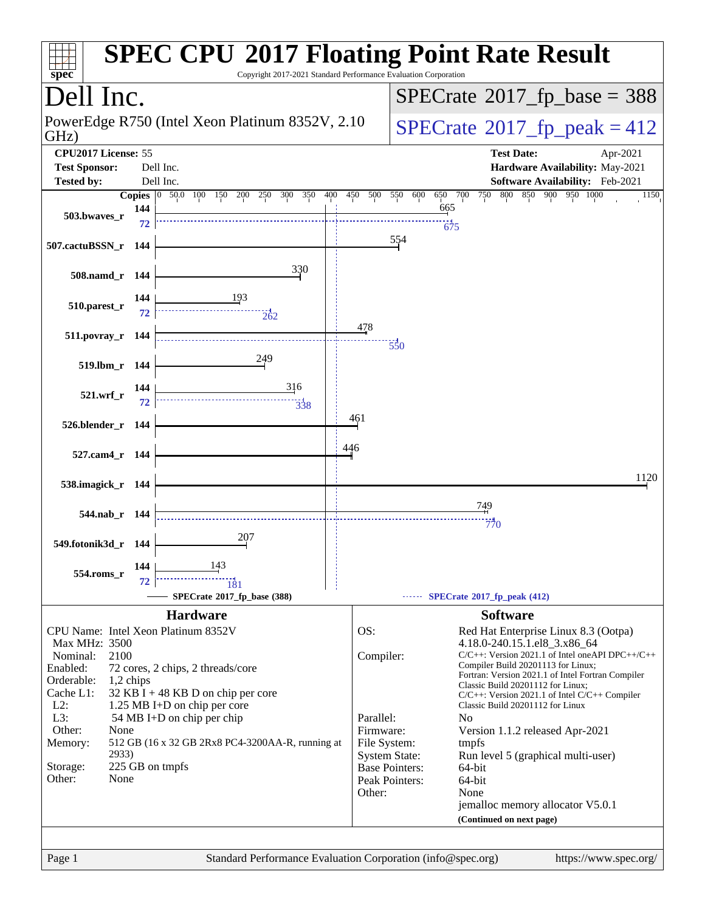# SPEC CPU 2017 Floating Point Rate Result

Copyright 2017-2021 Standard Performance Evaluation Corporation

## Dell Inc.

PowerEdge R750 (Intel Xeon Platinum 8352V, 2.10 GHz)

**SPECrate 2017_fp_base = 388**

**SPECrate 2017_fp_peak = 412**

| | | | |
|---|---|---|---|
| **CPU2017 License:** | 55 | **Test Date:** | Apr-2021 |
| **Test Sponsor:** | Dell Inc. | **Hardware Availability:** | May-2021 |
| **Tested by:** | Dell Inc. | **Software Availability:** | Feb-2021 |

| Benchmark | Copies (base) | Base | Copies (peak) | Peak |
|---|---|---|---|---|
| 503.bwaves_r | 144 | 665 | 72 | 675 |
| 507.cactuBSSN_r | 144 | 554 | | |
| 508.namd_r | 144 | 330 | | |
| 510.parest_r | 144 | 193 | 72 | 262 |
| 511.povray_r | 144 | 478 | | 550 |
| 519.lbm_r | 144 | 249 | | |
| 521.wrf_r | 144 | 316 | 72 | 338 |
| 526.blender_r | 144 | 461 | | |
| 527.cam4_r | 144 | 446 | | |
| 538.imagick_r | 144 | 1120 | | |
| 544.nab_r | 144 | 749 | | 770 |
| 549.fotonik3d_r | 144 | 207 | | |
| 554.roms_r | 144 | 143 | 72 | 181 |

SPECrate 2017_fp_base (388) — SPECrate 2017_fp_peak (412)

## Hardware

- **CPU Name:** Intel Xeon Platinum 8352V
- **Max MHz:** 3500
- **Nominal:** 2100
- **Enabled:** 72 cores, 2 chips, 2 threads/core
- **Orderable:** 1,2 chips
- **Cache L1:** 32 KB I + 48 KB D on chip per core
- **L2:** 1.25 MB I+D on chip per core
- **L3:** 54 MB I+D on chip per chip
- **Other:** None
- **Memory:** 512 GB (16 x 32 GB 2Rx8 PC4-3200AA-R, running at 2933)
- **Storage:** 225 GB on tmpfs
- **Other:** None

## Software

- **OS:** Red Hat Enterprise Linux 8.3 (Ootpa) 4.18.0-240.15.1.el8_3.x86_64
- **Compiler:** C/C++: Version 2021.1 of Intel oneAPI DPC++/C++ Compiler Build 20201113 for Linux; Fortran: Version 2021.1 of Intel Fortran Compiler Classic Build 20201112 for Linux; C/C++: Version 2021.1 of Intel C/C++ Compiler Classic Build 20201112 for Linux
- **Parallel:** No
- **Firmware:** Version 1.1.2 released Apr-2021
- **File System:** tmpfs
- **System State:** Run level 5 (graphical multi-user)
- **Base Pointers:** 64-bit
- **Peak Pointers:** 64-bit
- **Other:** None
  jemalloc memory allocator V5.0.1

**(Continued on next page)**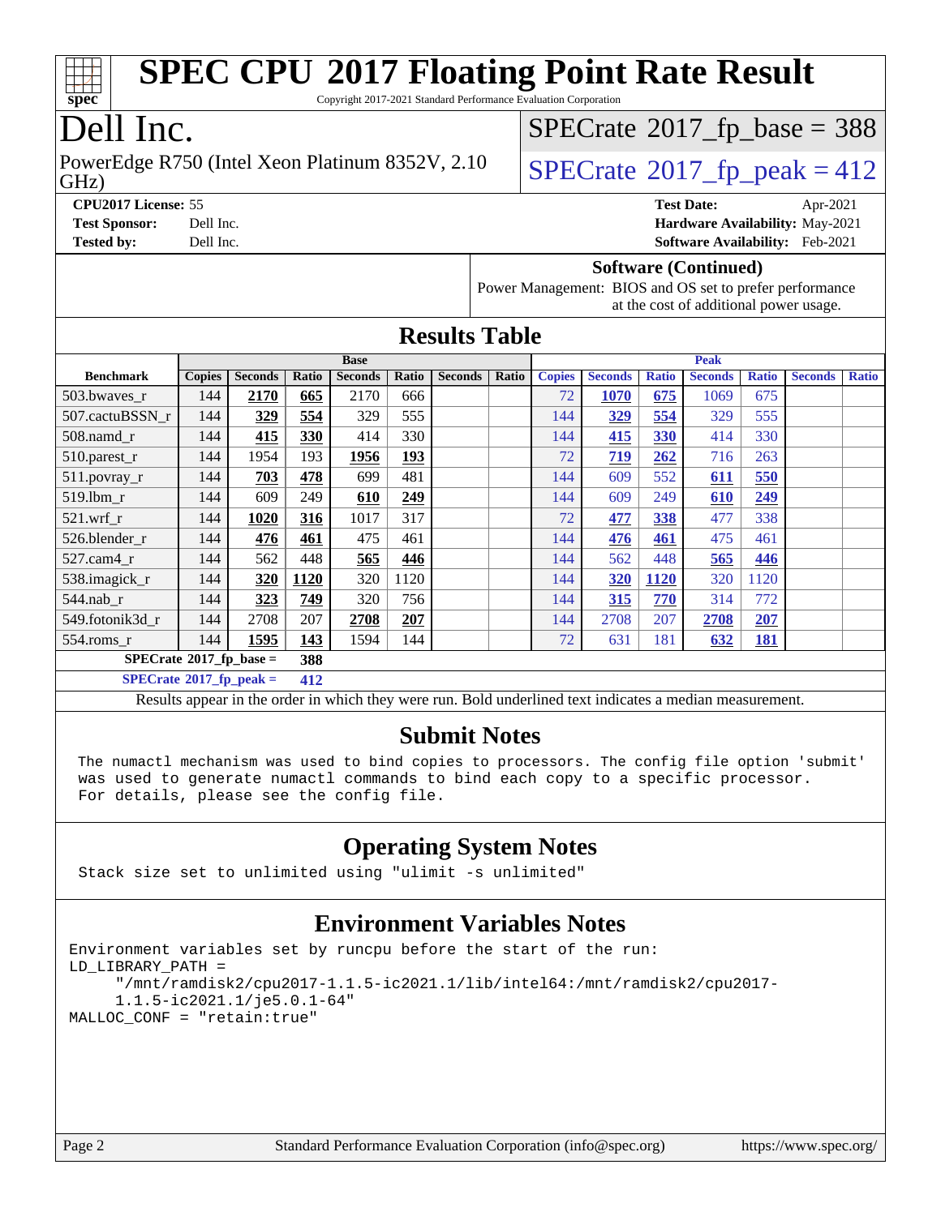# SPEC CPU 2017 Floating Point Rate Result

Copyright 2017-2021 Standard Performance Evaluation Corporation

# Dell Inc.

PowerEdge R750 (Intel Xeon Platinum 8352V, 2.10 GHz)

SPECrate 2017_fp_base = 388

SPECrate 2017_fp_peak = 412

**CPU2017 License:** 55
**Test Sponsor:** Dell Inc.
**Tested by:** Dell Inc.

**Test Date:** Apr-2021
**Hardware Availability:** May-2021
**Software Availability:** Feb-2021

### Software (Continued)

Power Management: BIOS and OS set to prefer performance at the cost of additional power usage.

## Results Table

| Benchmark | Base | | | | | | | Peak | | | | | | |
|---|---|---|---|---|---|---|---|---|---|---|---|---|---|---|
| | Copies | Seconds | Ratio | Seconds | Ratio | Seconds | Ratio | Copies | Seconds | Ratio | Seconds | Ratio | Seconds | Ratio |
| 503.bwaves_r | 144 | **2170** | **665** | 2170 | 666 | | | 72 | **1070** | **675** | 1069 | 675 | | |
| 507.cactuBSSN_r | 144 | **329** | **554** | 329 | 555 | | | 144 | **329** | **554** | 329 | 555 | | |
| 508.namd_r | 144 | **415** | **330** | 414 | 330 | | | 144 | **415** | **330** | 414 | 330 | | |
| 510.parest_r | 144 | 1954 | 193 | **1956** | **193** | | | 72 | **719** | **262** | 716 | 263 | | |
| 511.povray_r | 144 | **703** | **478** | 699 | 481 | | | 144 | 609 | 552 | **611** | **550** | | |
| 519.lbm_r | 144 | 609 | 249 | **610** | **249** | | | 144 | 609 | 249 | **610** | **249** | | |
| 521.wrf_r | 144 | **1020** | **316** | 1017 | 317 | | | 72 | **477** | **338** | 477 | 338 | | |
| 526.blender_r | 144 | **476** | **461** | 475 | 461 | | | 144 | **476** | **461** | 475 | 461 | | |
| 527.cam4_r | 144 | 562 | 448 | **565** | **446** | | | 144 | 562 | 448 | **565** | **446** | | |
| 538.imagick_r | 144 | **320** | **1120** | 320 | 1120 | | | 144 | **320** | **1120** | 320 | 1120 | | |
| 544.nab_r | 144 | **323** | **749** | 320 | 756 | | | 144 | **315** | **770** | 314 | 772 | | |
| 549.fotonik3d_r | 144 | 2708 | 207 | **2708** | **207** | | | 144 | 2708 | 207 | **2708** | **207** | | |
| 554.roms_r | 144 | **1595** | **143** | 1594 | 144 | | | 72 | 631 | 181 | **632** | **181** | | |

SPECrate 2017_fp_base = **388**

SPECrate 2017_fp_peak = **412**

Results appear in the order in which they were run. Bold underlined text indicates a median measurement.

## Submit Notes

```
The numactl mechanism was used to bind copies to processors. The config file option 'submit'
was used to generate numactl commands to bind each copy to a specific processor.
For details, please see the config file.
```

## Operating System Notes

```
Stack size set to unlimited using "ulimit -s unlimited"
```

## Environment Variables Notes

```
Environment variables set by runcpu before the start of the run:
LD_LIBRARY_PATH =
     "/mnt/ramdisk2/cpu2017-1.1.5-ic2021.1/lib/intel64:/mnt/ramdisk2/cpu2017-
     1.1.5-ic2021.1/je5.0.1-64"
MALLOC_CONF = "retain:true"
```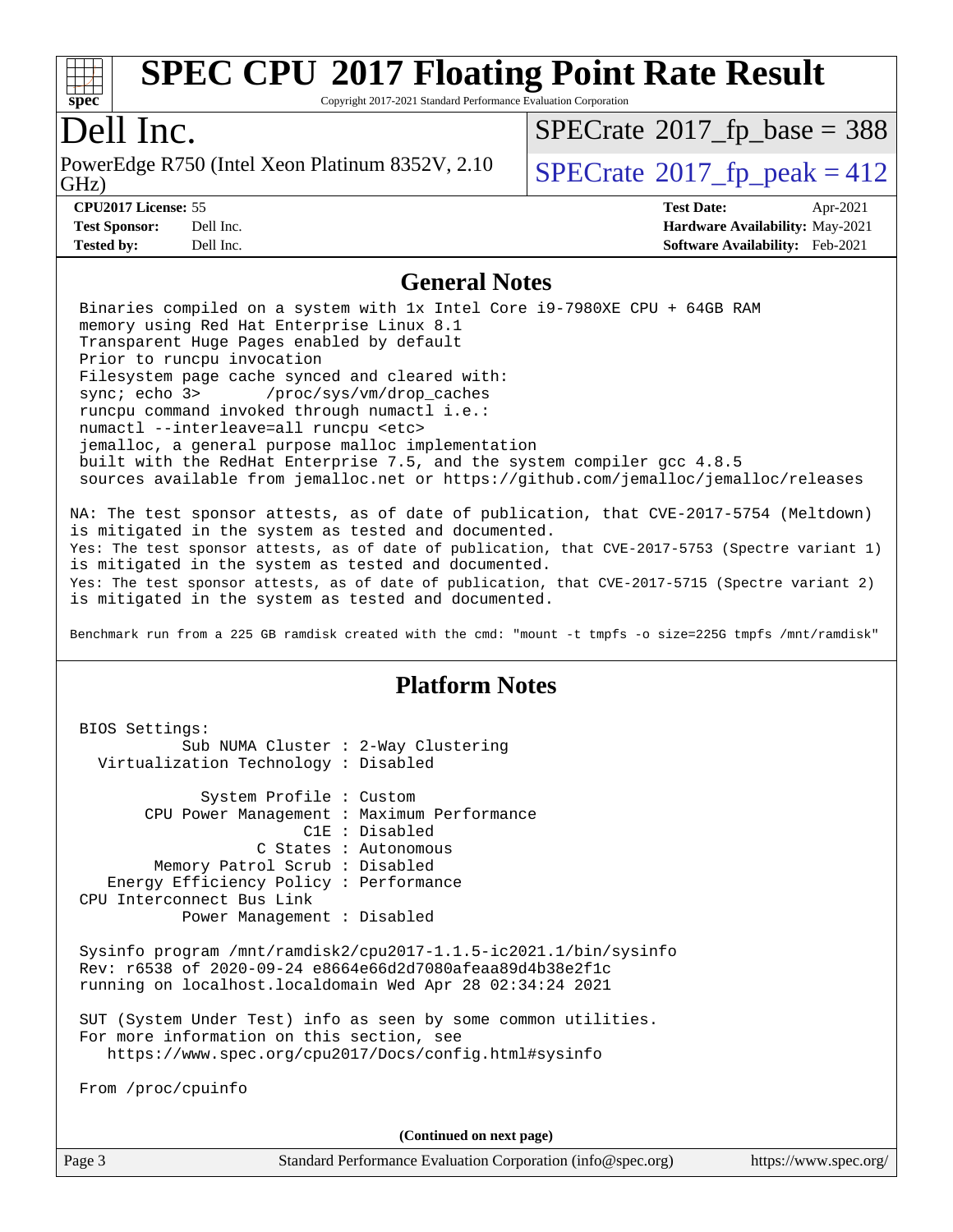# SPEC CPU 2017 Floating Point Rate Result

Copyright 2017-2021 Standard Performance Evaluation Corporation

## Dell Inc.

PowerEdge R750 (Intel Xeon Platinum 8352V, 2.10 GHz)

SPECrate 2017_fp_base = 388

SPECrate 2017_fp_peak = 412

**CPU2017 License:** 55
**Test Sponsor:** Dell Inc.
**Tested by:** Dell Inc.

**Test Date:** Apr-2021
**Hardware Availability:** May-2021
**Software Availability:** Feb-2021

## General Notes

```
Binaries compiled on a system with 1x Intel Core i9-7980XE CPU + 64GB RAM
memory using Red Hat Enterprise Linux 8.1
Transparent Huge Pages enabled by default
Prior to runcpu invocation
Filesystem page cache synced and cleared with:
sync; echo 3>       /proc/sys/vm/drop_caches
runcpu command invoked through numactl i.e.:
numactl --interleave=all runcpu <etc>
jemalloc, a general purpose malloc implementation
built with the RedHat Enterprise 7.5, and the system compiler gcc 4.8.5
sources available from jemalloc.net or https://github.com/jemalloc/jemalloc/releases
```

NA: The test sponsor attests, as of date of publication, that CVE-2017-5754 (Meltdown) is mitigated in the system as tested and documented.
Yes: The test sponsor attests, as of date of publication, that CVE-2017-5753 (Spectre variant 1) is mitigated in the system as tested and documented.
Yes: The test sponsor attests, as of date of publication, that CVE-2017-5715 (Spectre variant 2) is mitigated in the system as tested and documented.

Benchmark run from a 225 GB ramdisk created with the cmd: "mount -t tmpfs -o size=225G tmpfs /mnt/ramdisk"

## Platform Notes

```
BIOS Settings:
          Sub NUMA Cluster : 2-Way Clustering
  Virtualization Technology : Disabled

             System Profile : Custom
       CPU Power Management : Maximum Performance
                        C1E : Disabled
                   C States : Autonomous
        Memory Patrol Scrub : Disabled
    Energy Efficiency Policy : Performance
CPU Interconnect Bus Link
           Power Management : Disabled

Sysinfo program /mnt/ramdisk2/cpu2017-1.1.5-ic2021.1/bin/sysinfo
Rev: r6538 of 2020-09-24 e8664e66d2d7080afeaa89d4b38e2f1c
running on localhost.localdomain Wed Apr 28 02:34:24 2021

SUT (System Under Test) info as seen by some common utilities.
For more information on this section, see
   https://www.spec.org/cpu2017/Docs/config.html#sysinfo

From /proc/cpuinfo
```

(Continued on next page)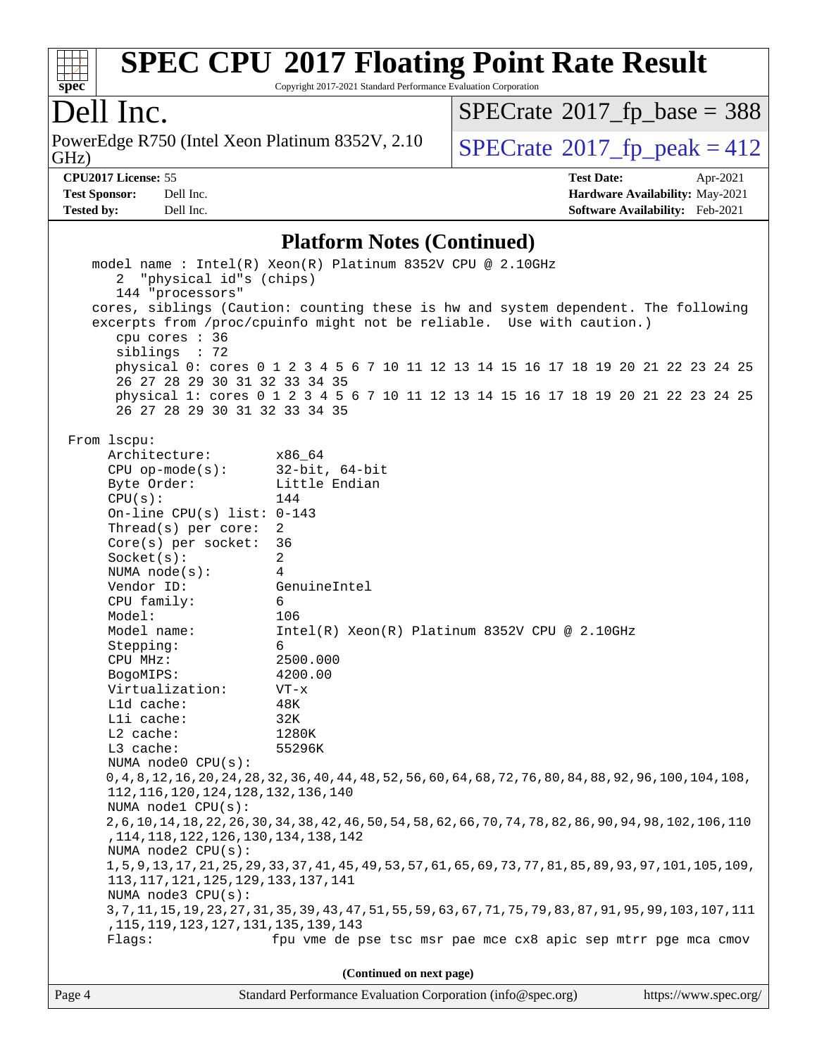# SPEC CPU 2017 Floating Point Rate Result

Copyright 2017-2021 Standard Performance Evaluation Corporation

## Dell Inc.

PowerEdge R750 (Intel Xeon Platinum 8352V, 2.10 GHz)

SPECrate 2017_fp_base = 388

SPECrate 2017_fp_peak = 412

**CPU2017 License:** 55
**Test Sponsor:** Dell Inc.
**Tested by:** Dell Inc.

**Test Date:** Apr-2021
**Hardware Availability:** May-2021
**Software Availability:** Feb-2021

### Platform Notes (Continued)

```
    model name : Intel(R) Xeon(R) Platinum 8352V CPU @ 2.10GHz
       2  "physical id"s (chips)
       144 "processors"
    cores, siblings (Caution: counting these is hw and system dependent. The following
    excerpts from /proc/cpuinfo might not be reliable.  Use with caution.)
       cpu cores : 36
       siblings  : 72
       physical 0: cores 0 1 2 3 4 5 6 7 10 11 12 13 14 15 16 17 18 19 20 21 22 23 24 25
       26 27 28 29 30 31 32 33 34 35
       physical 1: cores 0 1 2 3 4 5 6 7 10 11 12 13 14 15 16 17 18 19 20 21 22 23 24 25
       26 27 28 29 30 31 32 33 34 35

 From lscpu:
      Architecture:          x86_64
      CPU op-mode(s):        32-bit, 64-bit
      Byte Order:            Little Endian
      CPU(s):                144
      On-line CPU(s) list: 0-143
      Thread(s) per core:  2
      Core(s) per socket:  36
      Socket(s):             2
      NUMA node(s):          4
      Vendor ID:             GenuineIntel
      CPU family:            6
      Model:                 106
      Model name:            Intel(R) Xeon(R) Platinum 8352V CPU @ 2.10GHz
      Stepping:              6
      CPU MHz:               2500.000
      BogoMIPS:              4200.00
      Virtualization:        VT-x
      L1d cache:             48K
      L1i cache:             32K
      L2 cache:              1280K
      L3 cache:              55296K
      NUMA node0 CPU(s):
      0,4,8,12,16,20,24,28,32,36,40,44,48,52,56,60,64,68,72,76,80,84,88,92,96,100,104,108,
      112,116,120,124,128,132,136,140
      NUMA node1 CPU(s):
      2,6,10,14,18,22,26,30,34,38,42,46,50,54,58,62,66,70,74,78,82,86,90,94,98,102,106,110
      ,114,118,122,126,130,134,138,142
      NUMA node2 CPU(s):
      1,5,9,13,17,21,25,29,33,37,41,45,49,53,57,61,65,69,73,77,81,85,89,93,97,101,105,109,
      113,117,121,125,129,133,137,141
      NUMA node3 CPU(s):
      3,7,11,15,19,23,27,31,35,39,43,47,51,55,59,63,67,71,75,79,83,87,91,95,99,103,107,111
      ,115,119,123,127,131,135,139,143
      Flags:                 fpu vme de pse tsc msr pae mce cx8 apic sep mtrr pge mca cmov
```

**(Continued on next page)**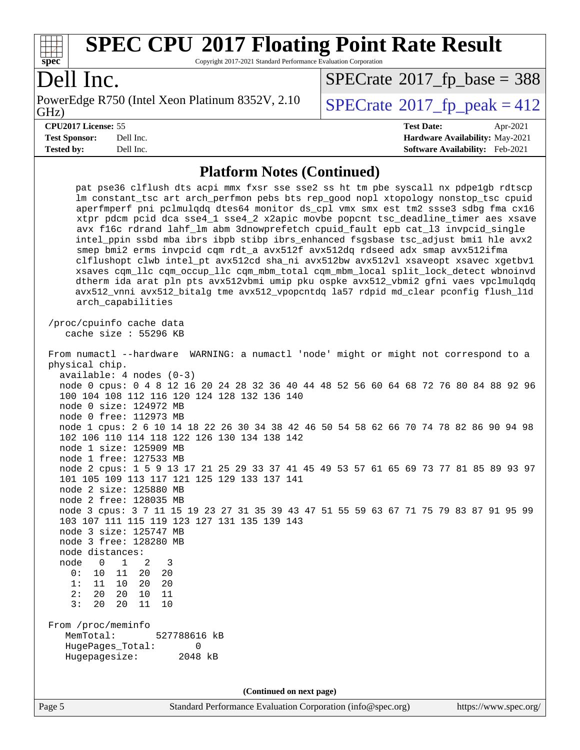# SPEC CPU 2017 Floating Point Rate Result

Copyright 2017-2021 Standard Performance Evaluation Corporation

## Dell Inc.

PowerEdge R750 (Intel Xeon Platinum 8352V, 2.10 GHz)

SPECrate 2017_fp_base = 388

SPECrate 2017_fp_peak = 412

**CPU2017 License:** 55
**Test Sponsor:** Dell Inc.
**Tested by:** Dell Inc.
**Test Date:** Apr-2021
**Hardware Availability:** May-2021
**Software Availability:** Feb-2021

### Platform Notes (Continued)

```
     pat pse36 clflush dts acpi mmx fxsr sse sse2 ss ht tm pbe syscall nx pdpe1gb rdtscp
     lm constant_tsc art arch_perfmon pebs bts rep_good nopl xtopology nonstop_tsc cpuid
     aperfmperf pni pclmulqdq dtes64 monitor ds_cpl vmx smx est tm2 ssse3 sdbg fma cx16
     xtpr pdcm pcid dca sse4_1 sse4_2 x2apic movbe popcnt tsc_deadline_timer aes xsave
     avx f16c rdrand lahf_lm abm 3dnowprefetch cpuid_fault epb cat_l3 invpcid_single
     intel_ppin ssbd mba ibrs ibpb stibp ibrs_enhanced fsgsbase tsc_adjust bmi1 hle avx2
     smep bmi2 erms invpcid cqm rdt_a avx512f avx512dq rdseed adx smap avx512ifma
     clflushopt clwb intel_pt avx512cd sha_ni avx512bw avx512vl xsaveopt xsavec xgetbv1
     xsaves cqm_llc cqm_occup_llc cqm_mbm_total cqm_mbm_local split_lock_detect wbnoinvd
     dtherm ida arat pln pts avx512vbmi umip pku ospke avx512_vbmi2 gfni vaes vpclmulqdq
     avx512_vnni avx512_bitalg tme avx512_vpopcntdq la57 rdpid md_clear pconfig flush_l1d
     arch_capabilities

 /proc/cpuinfo cache data
    cache size : 55296 KB

 From numactl --hardware  WARNING: a numactl 'node' might or might not correspond to a
 physical chip.
   available: 4 nodes (0-3)
   node 0 cpus: 0 4 8 12 16 20 24 28 32 36 40 44 48 52 56 60 64 68 72 76 80 84 88 92 96
   100 104 108 112 116 120 124 128 132 136 140
   node 0 size: 124972 MB
   node 0 free: 112973 MB
   node 1 cpus: 2 6 10 14 18 22 26 30 34 38 42 46 50 54 58 62 66 70 74 78 82 86 90 94 98
   102 106 110 114 118 122 126 130 134 138 142
   node 1 size: 125909 MB
   node 1 free: 127533 MB
   node 2 cpus: 1 5 9 13 17 21 25 29 33 37 41 45 49 53 57 61 65 69 73 77 81 85 89 93 97
   101 105 109 113 117 121 125 129 133 137 141
   node 2 size: 125880 MB
   node 2 free: 128035 MB
   node 3 cpus: 3 7 11 15 19 23 27 31 35 39 43 47 51 55 59 63 67 71 75 79 83 87 91 95 99
   103 107 111 115 119 123 127 131 135 139 143
   node 3 size: 125747 MB
   node 3 free: 128280 MB
   node distances:
   node   0   1   2   3
     0:  10  11  20  20
     1:  11  10  20  20
     2:  20  20  10  11
     3:  20  20  11  10

 From /proc/meminfo
    MemTotal:       527788616 kB
    HugePages_Total:       0
    Hugepagesize:       2048 kB
```

**(Continued on next page)**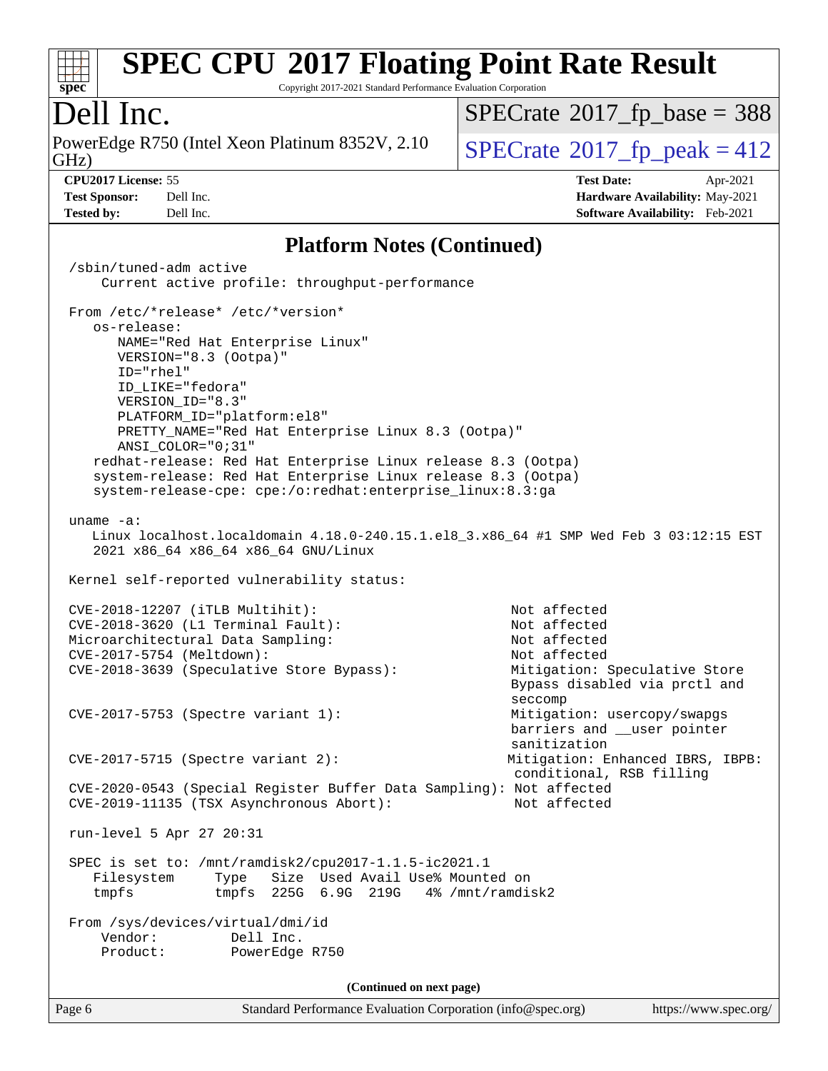# SPEC CPU 2017 Floating Point Rate Result

Copyright 2017-2021 Standard Performance Evaluation Corporation

## Dell Inc.

PowerEdge R750 (Intel Xeon Platinum 8352V, 2.10 GHz)

SPECrate 2017_fp_base = 388

SPECrate 2017_fp_peak = 412

**CPU2017 License:** 55
**Test Sponsor:** Dell Inc.
**Tested by:** Dell Inc.

**Test Date:** Apr-2021
**Hardware Availability:** May-2021
**Software Availability:** Feb-2021

### Platform Notes (Continued)

```
/sbin/tuned-adm active
    Current active profile: throughput-performance

From /etc/*release* /etc/*version*
   os-release:
      NAME="Red Hat Enterprise Linux"
      VERSION="8.3 (Ootpa)"
      ID="rhel"
      ID_LIKE="fedora"
      VERSION_ID="8.3"
      PLATFORM_ID="platform:el8"
      PRETTY_NAME="Red Hat Enterprise Linux 8.3 (Ootpa)"
      ANSI_COLOR="0;31"
   redhat-release: Red Hat Enterprise Linux release 8.3 (Ootpa)
   system-release: Red Hat Enterprise Linux release 8.3 (Ootpa)
   system-release-cpe: cpe:/o:redhat:enterprise_linux:8.3:ga

uname -a:
   Linux localhost.localdomain 4.18.0-240.15.1.el8_3.x86_64 #1 SMP Wed Feb 3 03:12:15 EST
   2021 x86_64 x86_64 x86_64 GNU/Linux

Kernel self-reported vulnerability status:

CVE-2018-12207 (iTLB Multihit):                          Not affected
CVE-2018-3620 (L1 Terminal Fault):                       Not affected
Microarchitectural Data Sampling:                        Not affected
CVE-2017-5754 (Meltdown):                                Not affected
CVE-2018-3639 (Speculative Store Bypass):                Mitigation: Speculative Store
                                                         Bypass disabled via prctl and
                                                         seccomp
CVE-2017-5753 (Spectre variant 1):                       Mitigation: usercopy/swapgs
                                                         barriers and __user pointer
                                                         sanitization
CVE-2017-5715 (Spectre variant 2):                       Mitigation: Enhanced IBRS, IBPB:
                                                         conditional, RSB filling
CVE-2020-0543 (Special Register Buffer Data Sampling):   Not affected
CVE-2019-11135 (TSX Asynchronous Abort):                 Not affected

run-level 5 Apr 27 20:31

SPEC is set to: /mnt/ramdisk2/cpu2017-1.1.5-ic2021.1
   Filesystem     Type   Size  Used Avail Use% Mounted on
   tmpfs          tmpfs  225G  6.9G  219G   4% /mnt/ramdisk2

From /sys/devices/virtual/dmi/id
    Vendor:         Dell Inc.
    Product:        PowerEdge R750
```

(Continued on next page)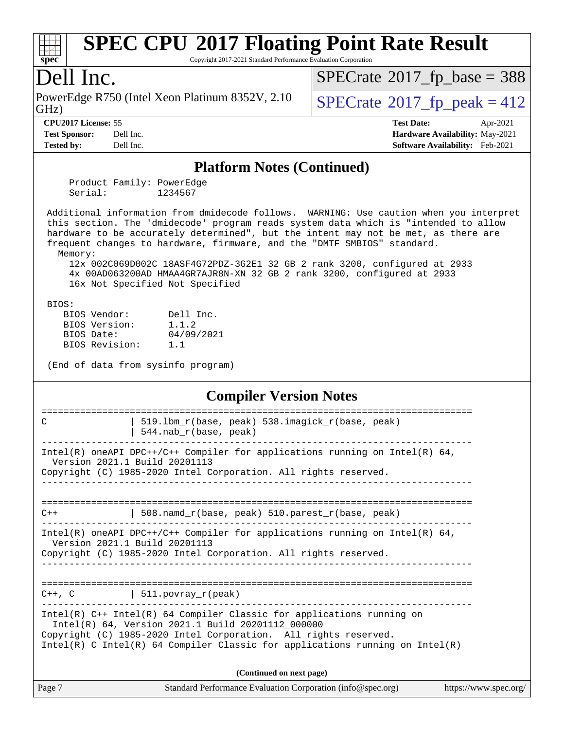## Platform Notes (Continued)

```
    Product Family: PowerEdge
    Serial:         1234567

 Additional information from dmidecode follows.  WARNING: Use caution when you interpret
 this section. The 'dmidecode' program reads system data which is "intended to allow
 hardware to be accurately determined", but the intent may not be met, as there are
 frequent changes to hardware, firmware, and the "DMTF SMBIOS" standard.
   Memory:
     12x 002C069D002C 18ASF4G72PDZ-3G2E1 32 GB 2 rank 3200, configured at 2933
     4x 00AD063200AD HMAA4GR7AJR8N-XN 32 GB 2 rank 3200, configured at 2933
     16x Not Specified Not Specified

 BIOS:
    BIOS Vendor:       Dell Inc.
    BIOS Version:      1.1.2
    BIOS Date:         04/09/2021
    BIOS Revision:     1.1

 (End of data from sysinfo program)
```

## Compiler Version Notes

```
==============================================================================
C               | 519.lbm_r(base, peak) 538.imagick_r(base, peak)
                | 544.nab_r(base, peak)
------------------------------------------------------------------------------
Intel(R) oneAPI DPC++/C++ Compiler for applications running on Intel(R) 64,
  Version 2021.1 Build 20201113
Copyright (C) 1985-2020 Intel Corporation. All rights reserved.
------------------------------------------------------------------------------

==============================================================================
C++             | 508.namd_r(base, peak) 510.parest_r(base, peak)
------------------------------------------------------------------------------
Intel(R) oneAPI DPC++/C++ Compiler for applications running on Intel(R) 64,
  Version 2021.1 Build 20201113
Copyright (C) 1985-2020 Intel Corporation. All rights reserved.
------------------------------------------------------------------------------

==============================================================================
C++, C          | 511.povray_r(peak)
------------------------------------------------------------------------------
Intel(R) C++ Intel(R) 64 Compiler Classic for applications running on
  Intel(R) 64, Version 2021.1 Build 20201112_000000
Copyright (C) 1985-2020 Intel Corporation.  All rights reserved.
Intel(R) C Intel(R) 64 Compiler Classic for applications running on Intel(R)
```

(Continued on next page)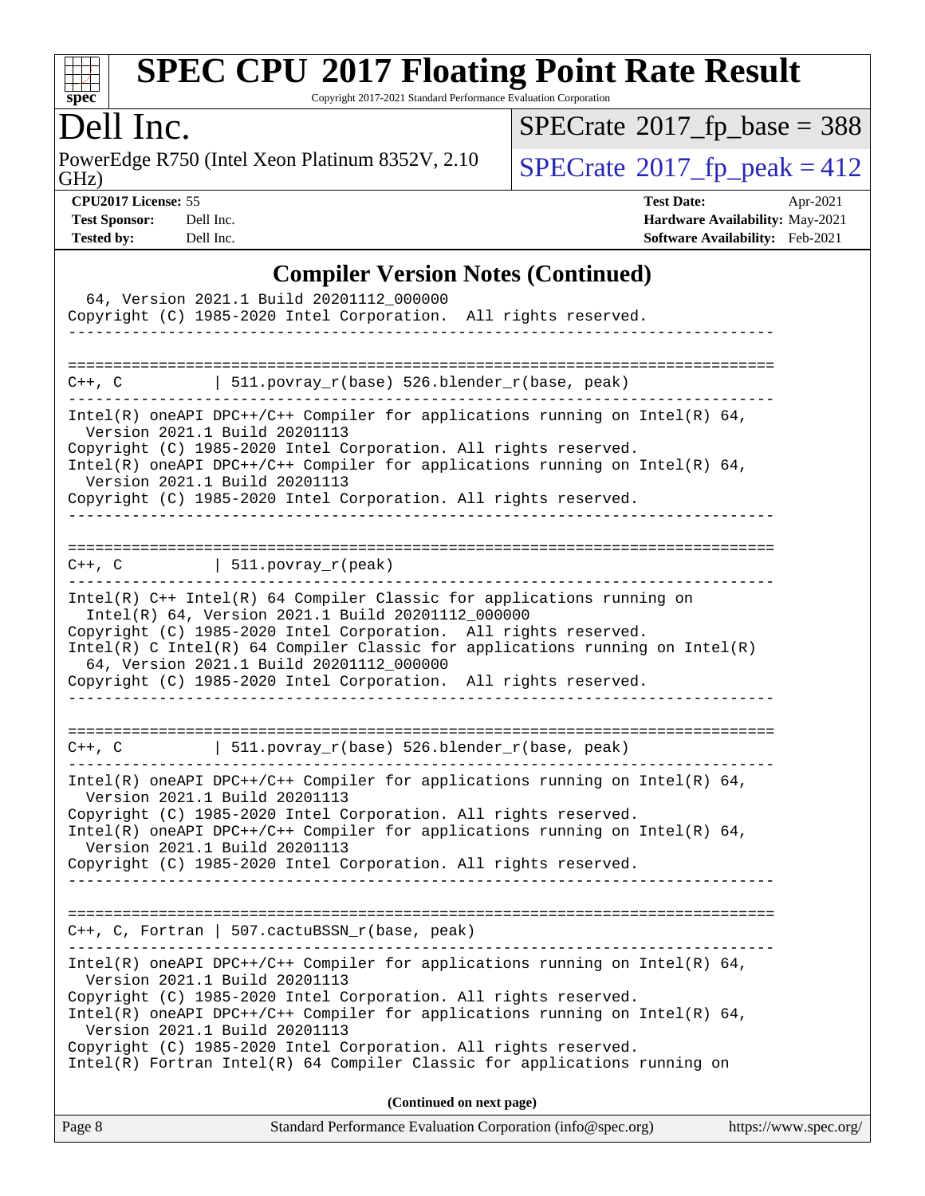## Compiler Version Notes (Continued)

```
  64, Version 2021.1 Build 20201112_000000
Copyright (C) 1985-2020 Intel Corporation.  All rights reserved.
------------------------------------------------------------------------------

==============================================================================
C++, C          | 511.povray_r(base) 526.blender_r(base, peak)
------------------------------------------------------------------------------
Intel(R) oneAPI DPC++/C++ Compiler for applications running on Intel(R) 64,
  Version 2021.1 Build 20201113
Copyright (C) 1985-2020 Intel Corporation. All rights reserved.
Intel(R) oneAPI DPC++/C++ Compiler for applications running on Intel(R) 64,
  Version 2021.1 Build 20201113
Copyright (C) 1985-2020 Intel Corporation. All rights reserved.
------------------------------------------------------------------------------

==============================================================================
C++, C          | 511.povray_r(peak)
------------------------------------------------------------------------------
Intel(R) C++ Intel(R) 64 Compiler Classic for applications running on
  Intel(R) 64, Version 2021.1 Build 20201112_000000
Copyright (C) 1985-2020 Intel Corporation.  All rights reserved.
Intel(R) C Intel(R) 64 Compiler Classic for applications running on Intel(R)
  64, Version 2021.1 Build 20201112_000000
Copyright (C) 1985-2020 Intel Corporation.  All rights reserved.
------------------------------------------------------------------------------

==============================================================================
C++, C          | 511.povray_r(base) 526.blender_r(base, peak)
------------------------------------------------------------------------------
Intel(R) oneAPI DPC++/C++ Compiler for applications running on Intel(R) 64,
  Version 2021.1 Build 20201113
Copyright (C) 1985-2020 Intel Corporation. All rights reserved.
Intel(R) oneAPI DPC++/C++ Compiler for applications running on Intel(R) 64,
  Version 2021.1 Build 20201113
Copyright (C) 1985-2020 Intel Corporation. All rights reserved.
------------------------------------------------------------------------------

==============================================================================
C++, C, Fortran | 507.cactuBSSN_r(base, peak)
------------------------------------------------------------------------------
Intel(R) oneAPI DPC++/C++ Compiler for applications running on Intel(R) 64,
  Version 2021.1 Build 20201113
Copyright (C) 1985-2020 Intel Corporation. All rights reserved.
Intel(R) oneAPI DPC++/C++ Compiler for applications running on Intel(R) 64,
  Version 2021.1 Build 20201113
Copyright (C) 1985-2020 Intel Corporation. All rights reserved.
Intel(R) Fortran Intel(R) 64 Compiler Classic for applications running on
```

(Continued on next page)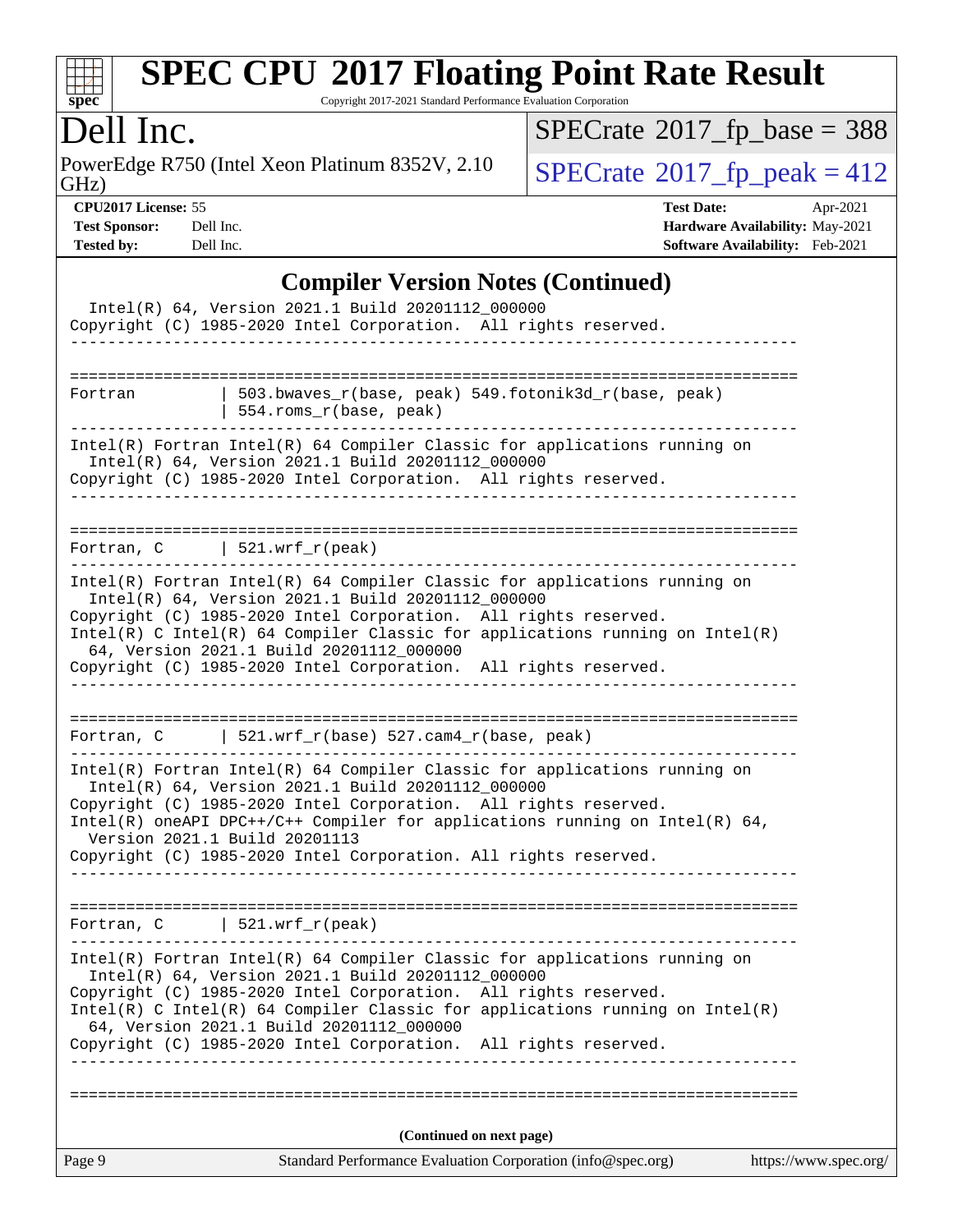# SPEC CPU 2017 Floating Point Rate Result

Copyright 2017-2021 Standard Performance Evaluation Corporation

## Dell Inc.

PowerEdge R750 (Intel Xeon Platinum 8352V, 2.10 GHz)

SPECrate 2017_fp_base = 388

SPECrate 2017_fp_peak = 412

**CPU2017 License:** 55
**Test Sponsor:** Dell Inc.
**Tested by:** Dell Inc.

**Test Date:** Apr-2021
**Hardware Availability:** May-2021
**Software Availability:** Feb-2021

### Compiler Version Notes (Continued)

```
  Intel(R) 64, Version 2021.1 Build 20201112_000000
Copyright (C) 1985-2020 Intel Corporation.  All rights reserved.
------------------------------------------------------------------------------

==============================================================================
Fortran         | 503.bwaves_r(base, peak) 549.fotonik3d_r(base, peak)
                | 554.roms_r(base, peak)
------------------------------------------------------------------------------
Intel(R) Fortran Intel(R) 64 Compiler Classic for applications running on
  Intel(R) 64, Version 2021.1 Build 20201112_000000
Copyright (C) 1985-2020 Intel Corporation.  All rights reserved.
------------------------------------------------------------------------------

==============================================================================
Fortran, C      | 521.wrf_r(peak)
------------------------------------------------------------------------------
Intel(R) Fortran Intel(R) 64 Compiler Classic for applications running on
  Intel(R) 64, Version 2021.1 Build 20201112_000000
Copyright (C) 1985-2020 Intel Corporation.  All rights reserved.
Intel(R) C Intel(R) 64 Compiler Classic for applications running on Intel(R)
  64, Version 2021.1 Build 20201112_000000
Copyright (C) 1985-2020 Intel Corporation.  All rights reserved.
------------------------------------------------------------------------------

==============================================================================
Fortran, C      | 521.wrf_r(base) 527.cam4_r(base, peak)
------------------------------------------------------------------------------
Intel(R) Fortran Intel(R) 64 Compiler Classic for applications running on
  Intel(R) 64, Version 2021.1 Build 20201112_000000
Copyright (C) 1985-2020 Intel Corporation.  All rights reserved.
Intel(R) oneAPI DPC++/C++ Compiler for applications running on Intel(R) 64,
  Version 2021.1 Build 20201113
Copyright (C) 1985-2020 Intel Corporation. All rights reserved.
------------------------------------------------------------------------------

==============================================================================
Fortran, C      | 521.wrf_r(peak)
------------------------------------------------------------------------------
Intel(R) Fortran Intel(R) 64 Compiler Classic for applications running on
  Intel(R) 64, Version 2021.1 Build 20201112_000000
Copyright (C) 1985-2020 Intel Corporation.  All rights reserved.
Intel(R) C Intel(R) 64 Compiler Classic for applications running on Intel(R)
  64, Version 2021.1 Build 20201112_000000
Copyright (C) 1985-2020 Intel Corporation.  All rights reserved.
------------------------------------------------------------------------------

==============================================================================
```

**(Continued on next page)**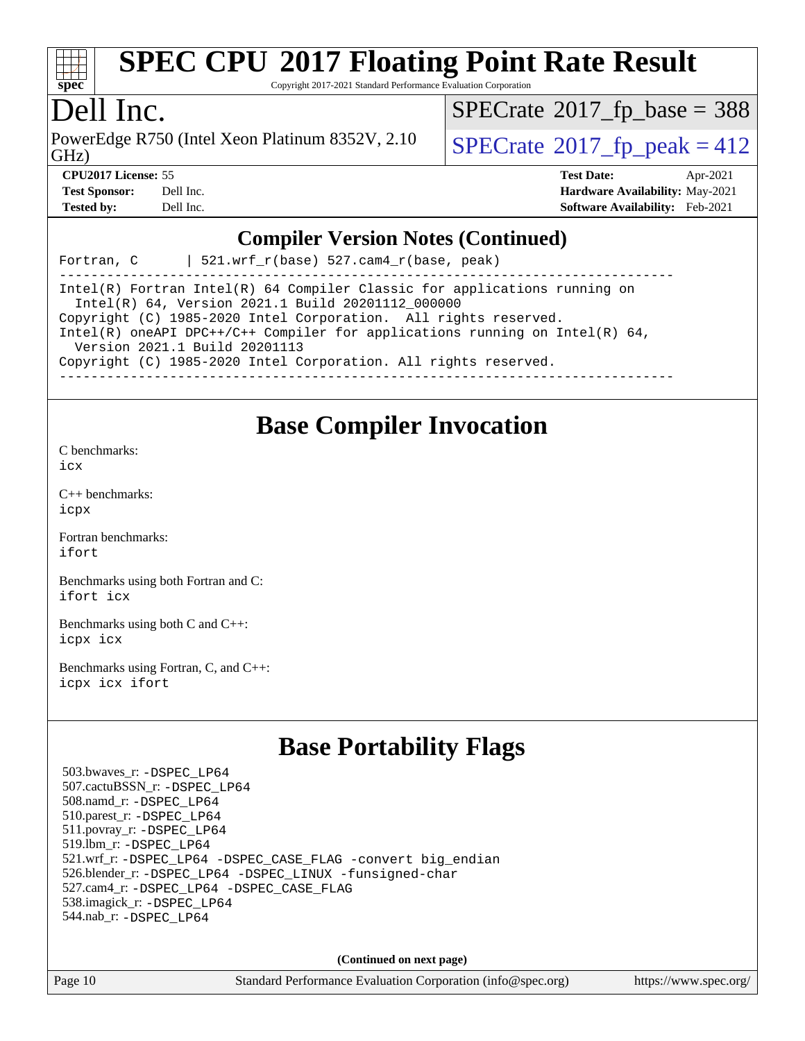# SPEC CPU 2017 Floating Point Rate Result

Copyright 2017-2021 Standard Performance Evaluation Corporation

## Dell Inc.

PowerEdge R750 (Intel Xeon Platinum 8352V, 2.10 GHz)

SPECrate 2017_fp_base = 388

SPECrate 2017_fp_peak = 412

**CPU2017 License:** 55
**Test Sponsor:** Dell Inc.
**Tested by:** Dell Inc.

**Test Date:** Apr-2021
**Hardware Availability:** May-2021
**Software Availability:** Feb-2021

## Compiler Version Notes (Continued)

```
Fortran, C      | 521.wrf_r(base) 527.cam4_r(base, peak)
------------------------------------------------------------------------------
Intel(R) Fortran Intel(R) 64 Compiler Classic for applications running on
  Intel(R) 64, Version 2021.1 Build 20201112_000000
Copyright (C) 1985-2020 Intel Corporation.  All rights reserved.
Intel(R) oneAPI DPC++/C++ Compiler for applications running on Intel(R) 64,
  Version 2021.1 Build 20201113
Copyright (C) 1985-2020 Intel Corporation. All rights reserved.
------------------------------------------------------------------------------
```

## Base Compiler Invocation

C benchmarks:
`icx`

C++ benchmarks:
`icpx`

Fortran benchmarks:
`ifort`

Benchmarks using both Fortran and C:
`ifort icx`

Benchmarks using both C and C++:
`icpx icx`

Benchmarks using Fortran, C, and C++:
`icpx icx ifort`

## Base Portability Flags

503.bwaves_r: `-DSPEC_LP64`
507.cactuBSSN_r: `-DSPEC_LP64`
508.namd_r: `-DSPEC_LP64`
510.parest_r: `-DSPEC_LP64`
511.povray_r: `-DSPEC_LP64`
519.lbm_r: `-DSPEC_LP64`
521.wrf_r: `-DSPEC_LP64 -DSPEC_CASE_FLAG -convert big_endian`
526.blender_r: `-DSPEC_LP64 -DSPEC_LINUX -funsigned-char`
527.cam4_r: `-DSPEC_LP64 -DSPEC_CASE_FLAG`
538.imagick_r: `-DSPEC_LP64`
544.nab_r: `-DSPEC_LP64`

**(Continued on next page)**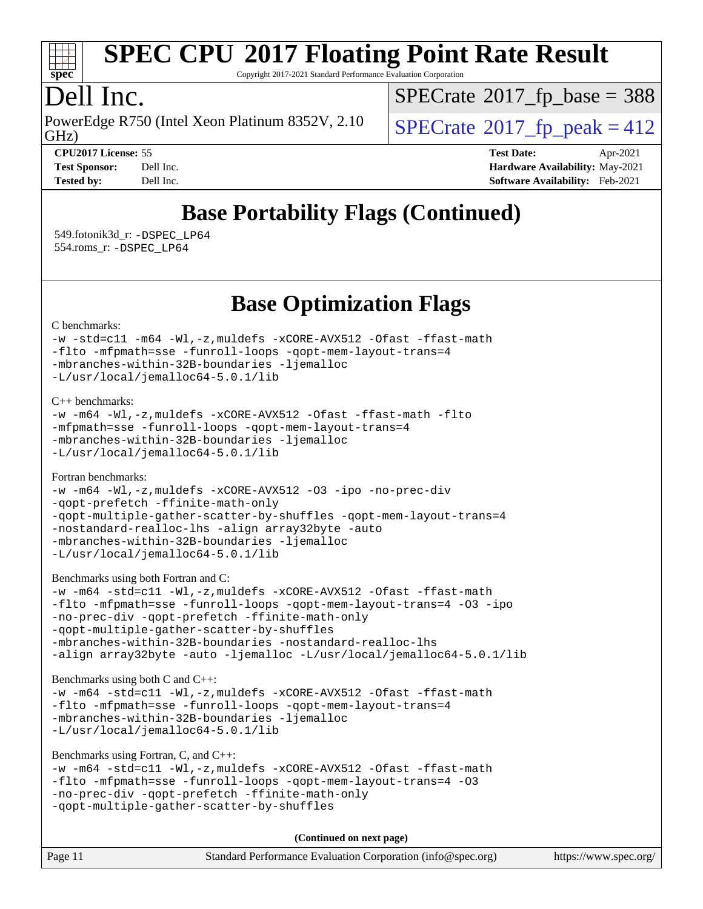# SPEC CPU 2017 Floating Point Rate Result

Copyright 2017-2021 Standard Performance Evaluation Corporation

## Dell Inc.

PowerEdge R750 (Intel Xeon Platinum 8352V, 2.10 GHz)

SPECrate 2017_fp_base = 388

SPECrate 2017_fp_peak = 412

**CPU2017 License:** 55
**Test Sponsor:** Dell Inc.
**Tested by:** Dell Inc.

**Test Date:** Apr-2021
**Hardware Availability:** May-2021
**Software Availability:** Feb-2021

## Base Portability Flags (Continued)

549.fotonik3d_r: -DSPEC_LP64
554.roms_r: -DSPEC_LP64

## Base Optimization Flags

C benchmarks:

```
-w -std=c11 -m64 -Wl,-z,muldefs -xCORE-AVX512 -Ofast -ffast-math
-flto -mfpmath=sse -funroll-loops -qopt-mem-layout-trans=4
-mbranches-within-32B-boundaries -ljemalloc
-L/usr/local/jemalloc64-5.0.1/lib
```

C++ benchmarks:

```
-w -m64 -Wl,-z,muldefs -xCORE-AVX512 -Ofast -ffast-math -flto
-mfpmath=sse -funroll-loops -qopt-mem-layout-trans=4
-mbranches-within-32B-boundaries -ljemalloc
-L/usr/local/jemalloc64-5.0.1/lib
```

Fortran benchmarks:

```
-w -m64 -Wl,-z,muldefs -xCORE-AVX512 -O3 -ipo -no-prec-div
-qopt-prefetch -ffinite-math-only
-qopt-multiple-gather-scatter-by-shuffles -qopt-mem-layout-trans=4
-nostandard-realloc-lhs -align array32byte -auto
-mbranches-within-32B-boundaries -ljemalloc
-L/usr/local/jemalloc64-5.0.1/lib
```

Benchmarks using both Fortran and C:

```
-w -m64 -std=c11 -Wl,-z,muldefs -xCORE-AVX512 -Ofast -ffast-math
-flto -mfpmath=sse -funroll-loops -qopt-mem-layout-trans=4 -O3 -ipo
-no-prec-div -qopt-prefetch -ffinite-math-only
-qopt-multiple-gather-scatter-by-shuffles
-mbranches-within-32B-boundaries -nostandard-realloc-lhs
-align array32byte -auto -ljemalloc -L/usr/local/jemalloc64-5.0.1/lib
```

Benchmarks using both C and C++:

```
-w -m64 -std=c11 -Wl,-z,muldefs -xCORE-AVX512 -Ofast -ffast-math
-flto -mfpmath=sse -funroll-loops -qopt-mem-layout-trans=4
-mbranches-within-32B-boundaries -ljemalloc
-L/usr/local/jemalloc64-5.0.1/lib
```

Benchmarks using Fortran, C, and C++:

```
-w -m64 -std=c11 -Wl,-z,muldefs -xCORE-AVX512 -Ofast -ffast-math
-flto -mfpmath=sse -funroll-loops -qopt-mem-layout-trans=4 -O3
-no-prec-div -qopt-prefetch -ffinite-math-only
-qopt-multiple-gather-scatter-by-shuffles
```

**(Continued on next page)**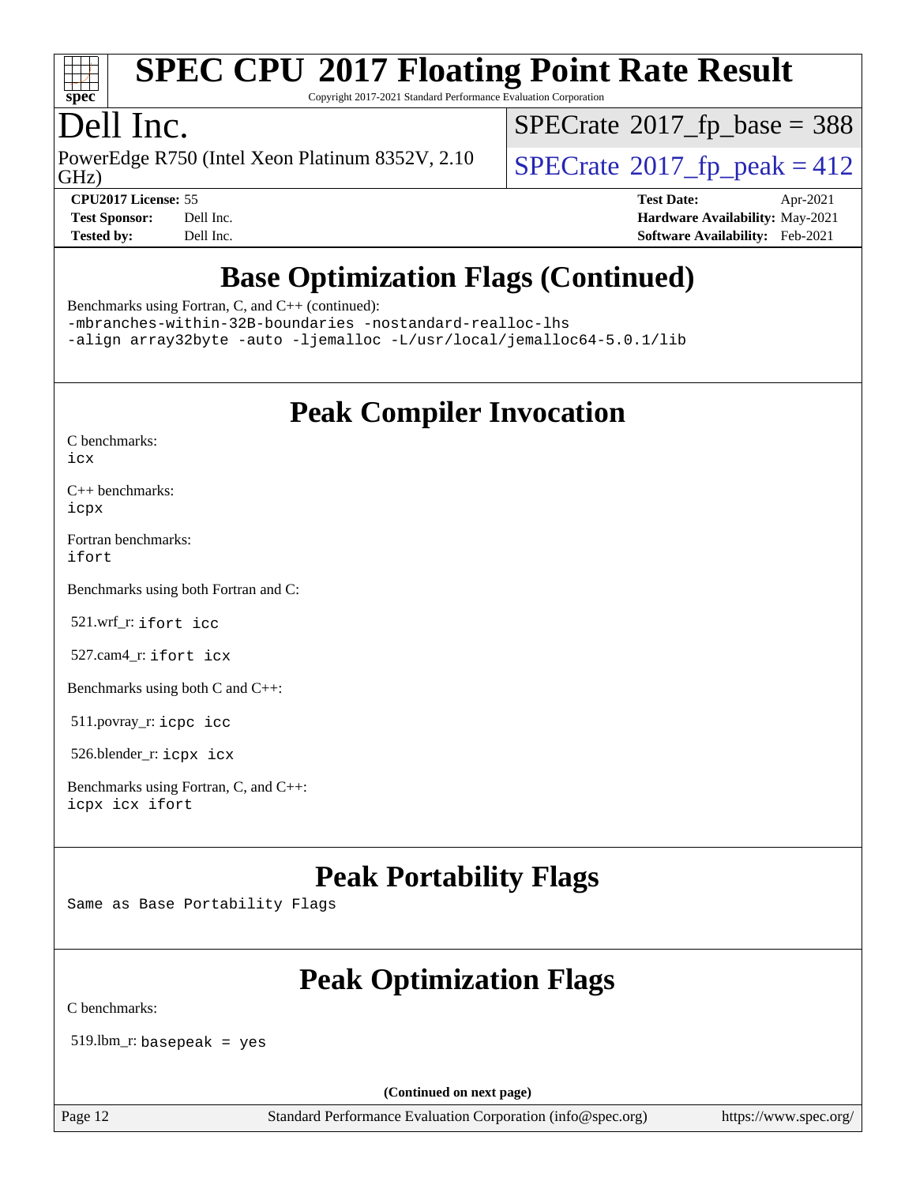# SPEC CPU 2017 Floating Point Rate Result

Copyright 2017-2021 Standard Performance Evaluation Corporation

## Dell Inc.

PowerEdge R750 (Intel Xeon Platinum 8352V, 2.10 GHz)

SPECrate 2017_fp_base = 388

SPECrate 2017_fp_peak = 412

**CPU2017 License:** 55
**Test Sponsor:** Dell Inc.
**Tested by:** Dell Inc.

**Test Date:** Apr-2021
**Hardware Availability:** May-2021
**Software Availability:** Feb-2021

## Base Optimization Flags (Continued)

Benchmarks using Fortran, C, and C++ (continued):

```
-mbranches-within-32B-boundaries -nostandard-realloc-lhs
-align array32byte -auto -ljemalloc -L/usr/local/jemalloc64-5.0.1/lib
```

## Peak Compiler Invocation

C benchmarks:
`icx`

C++ benchmarks:
`icpx`

Fortran benchmarks:
`ifort`

Benchmarks using both Fortran and C:

521.wrf_r: `ifort icc`

527.cam4_r: `ifort icx`

Benchmarks using both C and C++:

511.povray_r: `icpc icc`

526.blender_r: `icpx icx`

Benchmarks using Fortran, C, and C++:
`icpx icx ifort`

## Peak Portability Flags

Same as Base Portability Flags

## Peak Optimization Flags

C benchmarks:

519.lbm_r: `basepeak = yes`

(Continued on next page)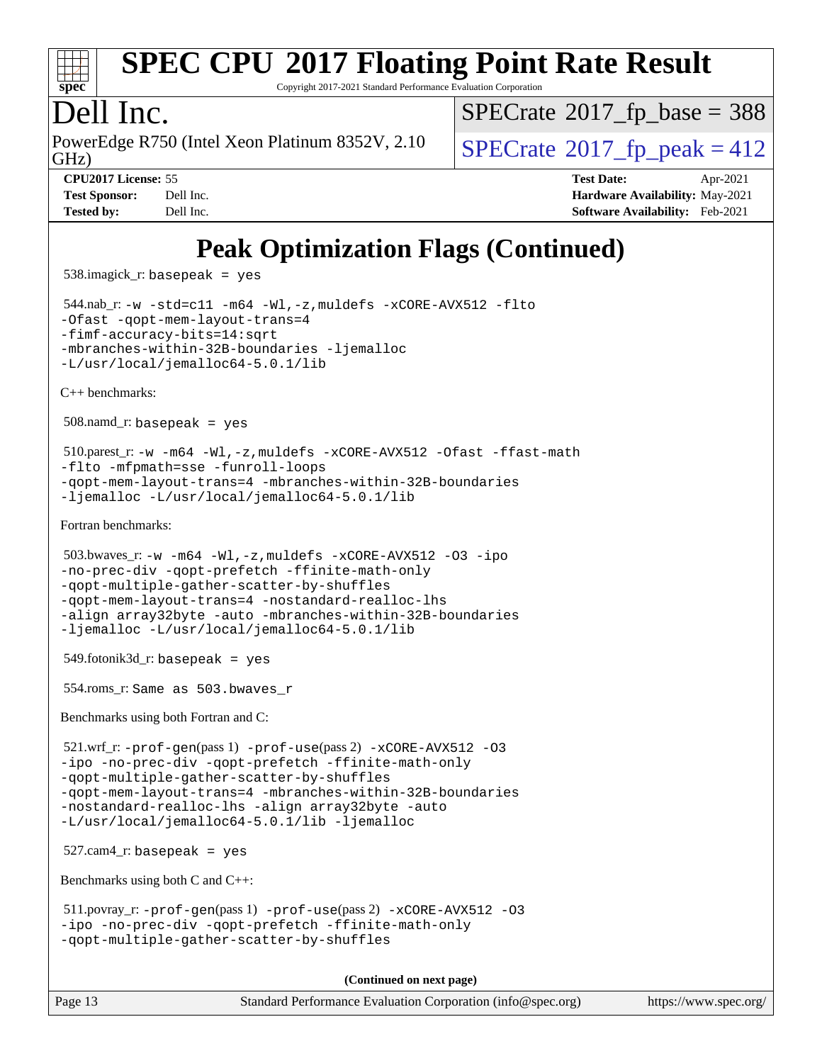# SPEC CPU 2017 Floating Point Rate Result

Copyright 2017-2021 Standard Performance Evaluation Corporation

## Dell Inc.

PowerEdge R750 (Intel Xeon Platinum 8352V, 2.10 GHz)

SPECrate 2017_fp_base = 388

SPECrate 2017_fp_peak = 412

**CPU2017 License:** 55
**Test Sponsor:** Dell Inc.
**Tested by:** Dell Inc.

**Test Date:** Apr-2021
**Hardware Availability:** May-2021
**Software Availability:** Feb-2021

# Peak Optimization Flags (Continued)

538.imagick_r: `basepeak = yes`

544.nab_r: `-w -std=c11 -m64 -Wl,-z,muldefs -xCORE-AVX512 -flto -Ofast -qopt-mem-layout-trans=4 -fimf-accuracy-bits=14:sqrt -mbranches-within-32B-boundaries -ljemalloc -L/usr/local/jemalloc64-5.0.1/lib`

C++ benchmarks:

508.namd_r: `basepeak = yes`

510.parest_r: `-w -m64 -Wl,-z,muldefs -xCORE-AVX512 -Ofast -ffast-math -flto -mfpmath=sse -funroll-loops -qopt-mem-layout-trans=4 -mbranches-within-32B-boundaries -ljemalloc -L/usr/local/jemalloc64-5.0.1/lib`

Fortran benchmarks:

503.bwaves_r: `-w -m64 -Wl,-z,muldefs -xCORE-AVX512 -O3 -ipo -no-prec-div -qopt-prefetch -ffinite-math-only -qopt-multiple-gather-scatter-by-shuffles -qopt-mem-layout-trans=4 -nostandard-realloc-lhs -align array32byte -auto -mbranches-within-32B-boundaries -ljemalloc -L/usr/local/jemalloc64-5.0.1/lib`

549.fotonik3d_r: `basepeak = yes`

554.roms_r: `Same as 503.bwaves_r`

Benchmarks using both Fortran and C:

521.wrf_r: `-prof-gen`(pass 1) `-prof-use`(pass 2) `-xCORE-AVX512 -O3 -ipo -no-prec-div -qopt-prefetch -ffinite-math-only -qopt-multiple-gather-scatter-by-shuffles -qopt-mem-layout-trans=4 -mbranches-within-32B-boundaries -nostandard-realloc-lhs -align array32byte -auto -L/usr/local/jemalloc64-5.0.1/lib -ljemalloc`

527.cam4_r: `basepeak = yes`

Benchmarks using both C and C++:

511.povray_r: `-prof-gen`(pass 1) `-prof-use`(pass 2) `-xCORE-AVX512 -O3 -ipo -no-prec-div -qopt-prefetch -ffinite-math-only -qopt-multiple-gather-scatter-by-shuffles`

**(Continued on next page)**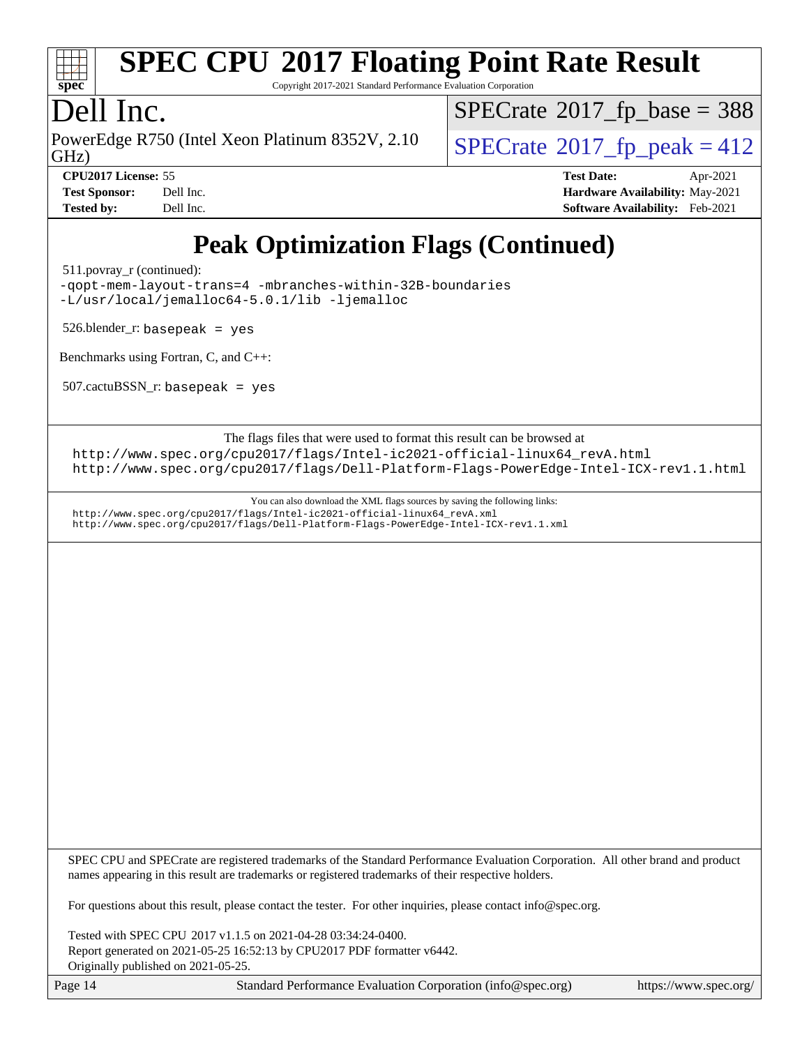# SPEC CPU 2017 Floating Point Rate Result

Copyright 2017-2021 Standard Performance Evaluation Corporation

# Dell Inc.

PowerEdge R750 (Intel Xeon Platinum 8352V, 2.10 GHz)

SPECrate 2017_fp_base = 388

SPECrate 2017_fp_peak = 412

**CPU2017 License:** 55
**Test Sponsor:** Dell Inc.
**Tested by:** Dell Inc.

**Test Date:** Apr-2021
**Hardware Availability:** May-2021
**Software Availability:** Feb-2021

## Peak Optimization Flags (Continued)

511.povray_r (continued):
```
-qopt-mem-layout-trans=4 -mbranches-within-32B-boundaries
-L/usr/local/jemalloc64-5.0.1/lib -ljemalloc
```

526.blender_r: `basepeak = yes`

Benchmarks using Fortran, C, and C++:

507.cactuBSSN_r: `basepeak = yes`

The flags files that were used to format this result can be browsed at
http://www.spec.org/cpu2017/flags/Intel-ic2021-official-linux64_revA.html
http://www.spec.org/cpu2017/flags/Dell-Platform-Flags-PowerEdge-Intel-ICX-rev1.1.html

You can also download the XML flags sources by saving the following links:
http://www.spec.org/cpu2017/flags/Intel-ic2021-official-linux64_revA.xml
http://www.spec.org/cpu2017/flags/Dell-Platform-Flags-PowerEdge-Intel-ICX-rev1.1.xml

SPEC CPU and SPECrate are registered trademarks of the Standard Performance Evaluation Corporation. All other brand and product names appearing in this result are trademarks or registered trademarks of their respective holders.

For questions about this result, please contact the tester. For other inquiries, please contact info@spec.org.

Tested with SPEC CPU 2017 v1.1.5 on 2021-04-28 03:34:24-0400.
Report generated on 2021-05-25 16:52:13 by CPU2017 PDF formatter v6442.
Originally published on 2021-05-25.